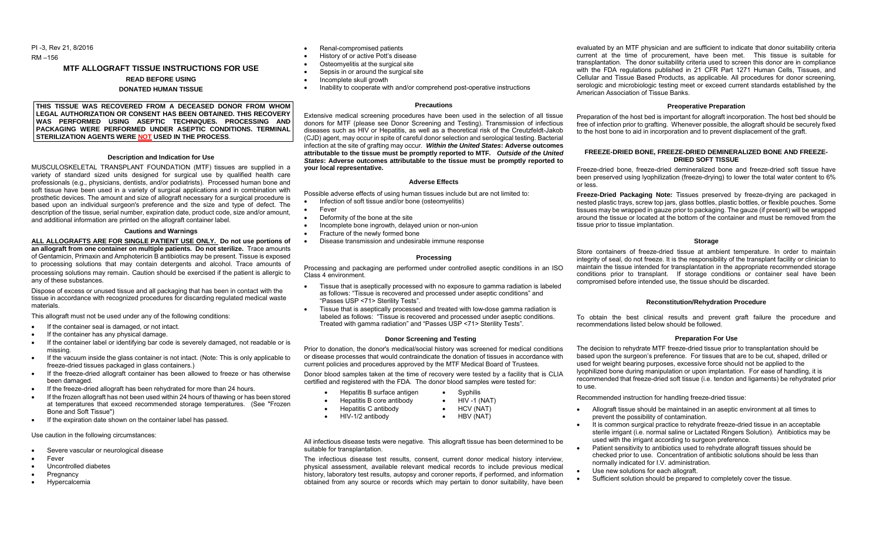PI -3, Rev 21, 8/2016

RM –156

# MTF ALLOGRAFT TISSUE INSTRUCTIONS FOR USE

**READ BEFORE USING**

**DONATED HUMAN TISSUE**

**THIS TISSUE WAS RECOVERED FROM A DECEASED DONOR FROM WHOM LEGAL AUTHORIZATION OR CONSENT HAS BEEN OBTAINED. THIS RECOVERY WAS PERFORMED USING ASEPTIC TECHNIQUES. PROCESSING AND PACKAGING WERE PERFORMED UNDER ASEPTIC CONDITIONS. TERMINAL STERILIZATION AGENTS WERE NOT USED IN THE PROCESS**.

## Description and Indication for Use

MUSCULOSKELETAL TRANSPLANT FOUNDATION (MTF) tissues are supplied in a variety of standard sized units designed for surgical use by qualified health care professionals (e.g., physicians, dentists, and/or podiatrists). Processed human bone and soft tissue have been used in a variety of surgical applications and in combination with prosthetic devices. The amount and size of allograft necessary for a surgical procedure is based upon an individual surgeon's preference and the size and type of defect. The description of the tissue, serial number, expiration date, product code, size and/or amount, and additional information are printed on the allograft container label.

## Cautions and Warnings

**ALL ALLOGRAFTS ARE FOR SINGLE PATIENT USE ONLY. Do not use portions of an allograft from one container on multiple patients. Do not sterilize.** Trace amounts of Gentamicin, Primaxin and Amphotericin B antibiotics may be present. Tissue is exposed to processing solutions that may contain detergents and alcohol. Trace amounts of processing solutions may remain. Caution should be exercised if the patient is allergic to any of these substances.

Dispose of excess or unused tissue and all packaging that has been in contact with the tissue in accordance with recognized procedures for discarding regulated medical waste materials.

This allograft must not be used under any of the following conditions:

- If the container seal is damaged, or not intact.
- If the container has any physical damage.
- If the container label or identifying bar code is severely damaged, not readable or is missing.
- If the vacuum inside the glass container is not intact. (Note: This is only applicable to freeze-dried tissues packaged in glass containers.)
- If the freeze-dried allograft container has been allowed to freeze or has otherwise been damaged.
- If the freeze-dried allograft has been rehydrated for more than 24 hours.
- If the frozen allograft has not been used within 24 hours of thawing or has been stored at temperatures that exceed recommended storage temperatures. (See "Frozen Bone and Soft Tissue")
- If the expiration date shown on the container label has passed.

Use caution in the following circumstances:

- Severe vascular or neurological disease
- Fever
- Uncontrolled diabetes
- Pregnancy
- Hypercalcemia
- Renal-compromised patients
- History of or active Pott's disease
- Osteomyelitis at the surgical site
- Sepsis in or around the surgical site
- Incomplete skull growth
- Inability to cooperate with and/or comprehend post-operative instructions

## Precautions

Extensive medical screening procedures have been used in the selection of all tissue donors for MTF (please see Donor Screening and Testing). Transmission of infectious diseases such as HIV or Hepatitis, as well as a theoretical risk of the Creutzfeldt-Jakob (CJD) agent, may occur in spite of careful donor selection and serological testing. Bacterial infection at the site of grafting may occur. ***Within the United States*: Adverse outcomes attributable to the tissue must be promptly reported to MTF. *Outside of the United States*: Adverse outcomes attributable to the tissue must be promptly reported to your local representative.**

## Adverse Effects

Possible adverse effects of using human tissues include but are not limited to:

- Infection of soft tissue and/or bone (osteomyelitis)
- Fever
- Deformity of the bone at the site
- Incomplete bone ingrowth, delayed union or non-union
- Fracture of the newly formed bone
- Disease transmission and undesirable immune response

## Processing

Processing and packaging are performed under controlled aseptic conditions in an ISO Class 4 environment.

- Tissue that is aseptically processed with no exposure to gamma radiation is labeled as follows: "Tissue is recovered and processed under aseptic conditions" and "Passes USP <71> Sterility Tests".
- Tissue that is aseptically processed and treated with low-dose gamma radiation is labeled as follows: "Tissue is recovered and processed under aseptic conditions. Treated with gamma radiation" and "Passes USP <71> Sterility Tests".

## Donor Screening and Testing

Prior to donation, the donor's medical/social history was screened for medical conditions or disease processes that would contraindicate the donation of tissues in accordance with current policies and procedures approved by the MTF Medical Board of Trustees.

Donor blood samples taken at the time of recovery were tested by a facility that is CLIA certified and registered with the FDA. The donor blood samples were tested for:

- Hepatitis B surface antigen
- Hepatitis B core antibody
- Hepatitis C antibody
- HIV-1/2 antibody
- Syphilis
- HIV -1 (NAT)
- HCV (NAT)
- HBV (NAT)

All infectious disease tests were negative. This allograft tissue has been determined to be suitable for transplantation.

The infectious disease test results, consent, current donor medical history interview, physical assessment, available relevant medical records to include previous medical history, laboratory test results, autopsy and coroner reports, if performed, and information obtained from any source or records which may pertain to donor suitability, have been evaluated by an MTF physician and are sufficient to indicate that donor suitability criteria current at the time of procurement, have been met. This tissue is suitable for transplantation. The donor suitability criteria used to screen this donor are in compliance with the FDA regulations published in 21 CFR Part 1271 Human Cells, Tissues, and Cellular and Tissue Based Products, as applicable. All procedures for donor screening, serologic and microbiologic testing meet or exceed current standards established by the American Association of Tissue Banks.

## Preoperative Preparation

Preparation of the host bed is important for allograft incorporation. The host bed should be free of infection prior to grafting. Whenever possible, the allograft should be securely fixed to the host bone to aid in incorporation and to prevent displacement of the graft.

## FREEZE-DRIED BONE, FREEZE-DRIED DEMINERALIZED BONE AND FREEZE-DRIED SOFT TISSUE

Freeze-dried bone, freeze-dried demineralized bone and freeze-dried soft tissue have been preserved using lyophilization (freeze-drying) to lower the total water content to 6% or less.

**Freeze-Dried Packaging Note:** Tissues preserved by freeze-drying are packaged in nested plastic trays, screw top jars, glass bottles, plastic bottles, or flexible pouches. Some tissues may be wrapped in gauze prior to packaging. The gauze (if present) will be wrapped around the tissue or located at the bottom of the container and must be removed from the tissue prior to tissue implantation.

### Storage

Store containers of freeze-dried tissue at ambient temperature. In order to maintain integrity of seal, do not freeze. It is the responsibility of the transplant facility or clinician to maintain the tissue intended for transplantation in the appropriate recommended storage conditions prior to transplant. If storage conditions or container seal have been compromised before intended use, the tissue should be discarded.

### Reconstitution/Rehydration Procedure

To obtain the best clinical results and prevent graft failure the procedure and recommendations listed below should be followed.

### Preparation For Use

The decision to rehydrate MTF freeze-dried tissue prior to transplantation should be based upon the surgeon's preference. For tissues that are to be cut, shaped, drilled or used for weight bearing purposes, excessive force should not be applied to the lyophilized bone during manipulation or upon implantation. For ease of handling, it is recommended that freeze-dried soft tissue (i.e. tendon and ligaments) be rehydrated prior to use.

Recommended instruction for handling freeze-dried tissue:

- Allograft tissue should be maintained in an aseptic environment at all times to prevent the possibility of contamination.
- It is common surgical practice to rehydrate freeze-dried tissue in an acceptable sterile irrigant (i.e. normal saline or Lactated Ringers Solution). Antibiotics may be used with the irrigant according to surgeon preference.
- Patient sensitivity to antibiotics used to rehydrate allograft tissues should be checked prior to use. Concentration of antibiotic solutions should be less than normally indicated for I.V. administration.
- Use new solutions for each allograft.
- Sufficient solution should be prepared to completely cover the tissue.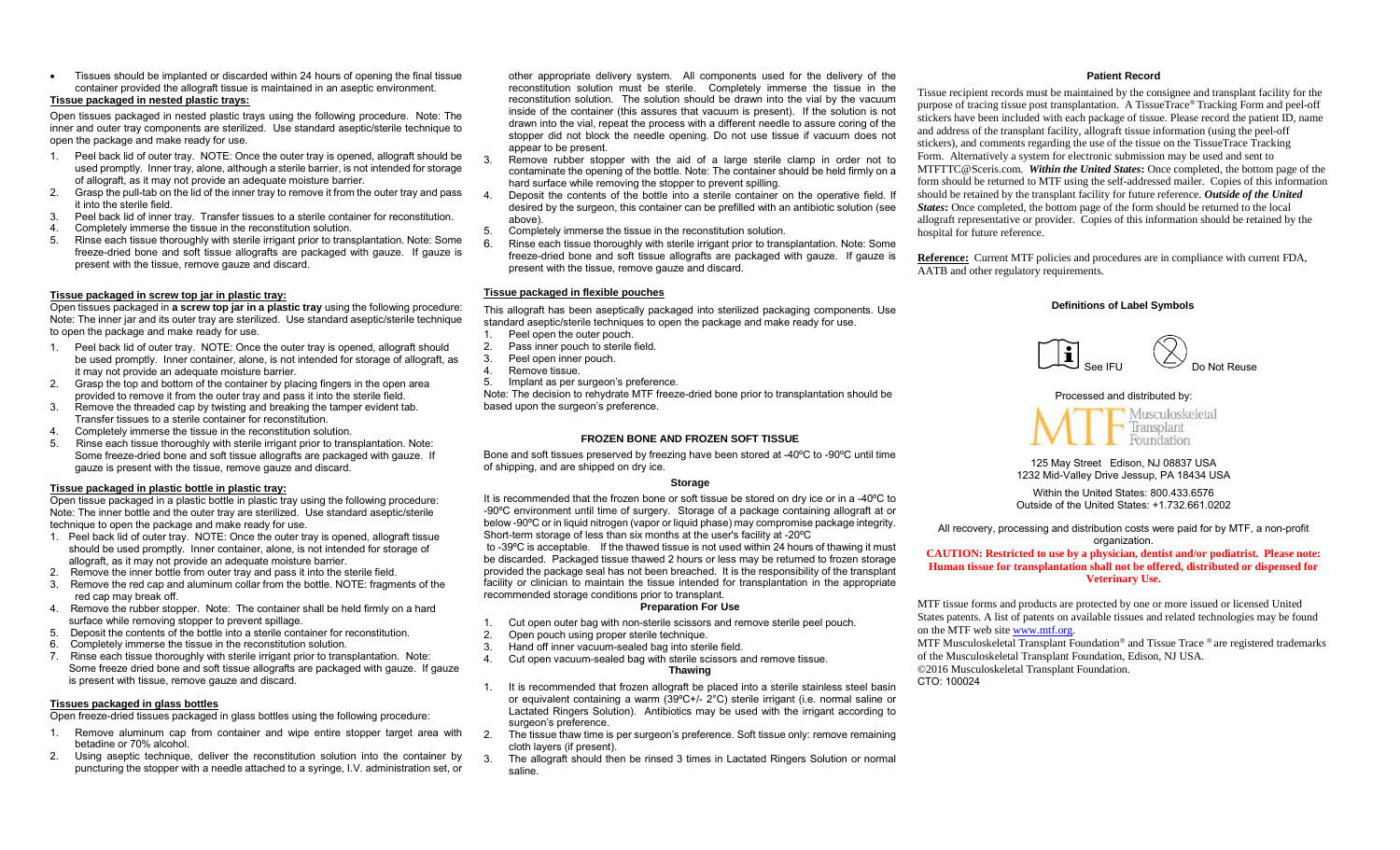- Tissues should be implanted or discarded within 24 hours of opening the final tissue container provided the allograft tissue is maintained in an aseptic environment.

**Tissue packaged in nested plastic trays:**

Open tissues packaged in nested plastic trays using the following procedure. Note: The inner and outer tray components are sterilized. Use standard aseptic/sterile technique to open the package and make ready for use.

1. Peel back lid of outer tray. NOTE: Once the outer tray is opened, allograft should be used promptly. Inner tray, alone, although a sterile barrier, is not intended for storage of allograft, as it may not provide an adequate moisture barrier.
2. Grasp the pull-tab on the lid of the inner tray to remove it from the outer tray and pass it into the sterile field.
3. Peel back lid of inner tray. Transfer tissues to a sterile container for reconstitution.
4. Completely immerse the tissue in the reconstitution solution.
5. Rinse each tissue thoroughly with sterile irrigant prior to transplantation. Note: Some freeze-dried bone and soft tissue allografts are packaged with gauze. If gauze is present with the tissue, remove gauze and discard.

**Tissue packaged in screw top jar in plastic tray:**

Open tissues packaged in **a screw top jar in a plastic tray** using the following procedure: Note: The inner jar and its outer tray are sterilized. Use standard aseptic/sterile technique to open the package and make ready for use.

1. Peel back lid of outer tray. NOTE: Once the outer tray is opened, allograft should be used promptly. Inner container, alone, is not intended for storage of allograft, as it may not provide an adequate moisture barrier.
2. Grasp the top and bottom of the container by placing fingers in the open area provided to remove it from the outer tray and pass it into the sterile field.
3. Remove the threaded cap by twisting and breaking the tamper evident tab. Transfer tissues to a sterile container for reconstitution.
4. Completely immerse the tissue in the reconstitution solution.
5. Rinse each tissue thoroughly with sterile irrigant prior to transplantation. Note: Some freeze-dried bone and soft tissue allografts are packaged with gauze. If gauze is present with the tissue, remove gauze and discard.

**Tissue packaged in plastic bottle in plastic tray:**

Open tissue packaged in a plastic bottle in plastic tray using the following procedure: Note: The inner bottle and the outer tray are sterilized. Use standard aseptic/sterile technique to open the package and make ready for use.

1. Peel back lid of outer tray. NOTE: Once the outer tray is opened, allograft tissue should be used promptly. Inner container, alone, is not intended for storage of allograft, as it may not provide an adequate moisture barrier.
2. Remove the inner bottle from outer tray and pass it into the sterile field.
3. Remove the red cap and aluminum collar from the bottle. NOTE: fragments of the red cap may break off.
4. Remove the rubber stopper. Note: The container shall be held firmly on a hard surface while removing stopper to prevent spillage.
5. Deposit the contents of the bottle into a sterile container for reconstitution.
6. Completely immerse the tissue in the reconstitution solution.
7. Rinse each tissue thoroughly with sterile irrigant prior to transplantation. Note: Some freeze dried bone and soft tissue allografts are packaged with gauze. If gauze is present with tissue, remove gauze and discard.

**Tissues packaged in glass bottles**

Open freeze-dried tissues packaged in glass bottles using the following procedure:

1. Remove aluminum cap from container and wipe entire stopper target area with betadine or 70% alcohol.
2. Using aseptic technique, deliver the reconstitution solution into the container by puncturing the stopper with a needle attached to a syringe, I.V. administration set, or other appropriate delivery system. All components used for the delivery of the reconstitution solution must be sterile. Completely immerse the tissue in the reconstitution solution. The solution should be drawn into the vial by the vacuum inside of the container (this assures that vacuum is present). If the solution is not drawn into the vial, repeat the process with a different needle to assure coring of the stopper did not block the needle opening. Do not use tissue if vacuum does not appear to be present.
3. Remove rubber stopper with the aid of a large sterile clamp in order not to contaminate the opening of the bottle. Note: The container should be held firmly on a hard surface while removing the stopper to prevent spilling.
4. Deposit the contents of the bottle into a sterile container on the operative field. If desired by the surgeon, this container can be prefilled with an antibiotic solution (see above).
5. Completely immerse the tissue in the reconstitution solution.
6. Rinse each tissue thoroughly with sterile irrigant prior to transplantation. Note: Some freeze-dried bone and soft tissue allografts are packaged with gauze. If gauze is present with the tissue, remove gauze and discard.

**Tissue packaged in flexible pouches**

This allograft has been aseptically packaged into sterilized packaging components. Use standard aseptic/sterile techniques to open the package and make ready for use.

1. Peel open the outer pouch.
2. Pass inner pouch to sterile field.
3. Peel open inner pouch.
4. Remove tissue.
5. Implant as per surgeon's preference.

Note: The decision to rehydrate MTF freeze-dried bone prior to transplantation should be based upon the surgeon's preference.

## FROZEN BONE AND FROZEN SOFT TISSUE

Bone and soft tissues preserved by freezing have been stored at -40ºC to -90ºC until time of shipping, and are shipped on dry ice.

### Storage

It is recommended that the frozen bone or soft tissue be stored on dry ice or in a -40ºC to -90ºC environment until time of surgery. Storage of a package containing allograft at or below -90ºC or in liquid nitrogen (vapor or liquid phase) may compromise package integrity. Short-term storage of less than six months at the user's facility at -20ºC to -39ºC is acceptable. If the thawed tissue is not used within 24 hours of thawing it must be discarded. Packaged tissue thawed 2 hours or less may be returned to frozen storage provided the package seal has not been breached. It is the responsibility of the transplant facility or clinician to maintain the tissue intended for transplantation in the appropriate recommended storage conditions prior to transplant.

### Preparation For Use

1. Cut open outer bag with non-sterile scissors and remove sterile peel pouch.
2. Open pouch using proper sterile technique.
3. Hand off inner vacuum-sealed bag into sterile field.
4. Cut open vacuum-sealed bag with sterile scissors and remove tissue.

### Thawing

1. It is recommended that frozen allograft be placed into a sterile stainless steel basin or equivalent containing a warm (39ºC+/- 2°C) sterile irrigant (i.e. normal saline or Lactated Ringers Solution). Antibiotics may be used with the irrigant according to surgeon's preference.
2. The tissue thaw time is per surgeon's preference. Soft tissue only: remove remaining cloth layers (if present).
3. The allograft should then be rinsed 3 times in Lactated Ringers Solution or normal saline.

### Patient Record

Tissue recipient records must be maintained by the consignee and transplant facility for the purpose of tracing tissue post transplantation. A TissueTrace® Tracking Form and peel-off stickers have been included with each package of tissue. Please record the patient ID, name and address of the transplant facility, allograft tissue information (using the peel-off stickers), and comments regarding the use of the tissue on the TissueTrace Tracking Form. Alternatively a system for electronic submission may be used and sent to MTFTTC@Sceris.com. ***Within the United States:*** Once completed, the bottom page of the form should be returned to MTF using the self-addressed mailer. Copies of this information should be retained by the transplant facility for future reference. ***Outside of the United States:*** Once completed, the bottom page of the form should be returned to the local allograft representative or provider. Copies of this information should be retained by the hospital for future reference.

**Reference:** Current MTF policies and procedures are in compliance with current FDA, AATB and other regulatory requirements.

### Definitions of Label Symbols

See IFU

Do Not Reuse

Processed and distributed by:

MTF Musculoskeletal Transplant Foundation

125 May Street Edison, NJ 08837 USA
1232 Mid-Valley Drive Jessup, PA 18434 USA

Within the United States: 800.433.6576
Outside of the United States: +1.732.661.0202

All recovery, processing and distribution costs were paid for by MTF, a non-profit organization.

**CAUTION: Restricted to use by a physician, dentist and/or podiatrist. Please note: Human tissue for transplantation shall not be offered, distributed or dispensed for Veterinary Use.**

MTF tissue forms and products are protected by one or more issued or licensed United States patents. A list of patents on available tissues and related technologies may be found on the MTF web site www.mtf.org.

MTF Musculoskeletal Transplant Foundation® and Tissue Trace ® are registered trademarks of the Musculoskeletal Transplant Foundation, Edison, NJ USA.

©2016 Musculoskeletal Transplant Foundation.

CTO: 100024